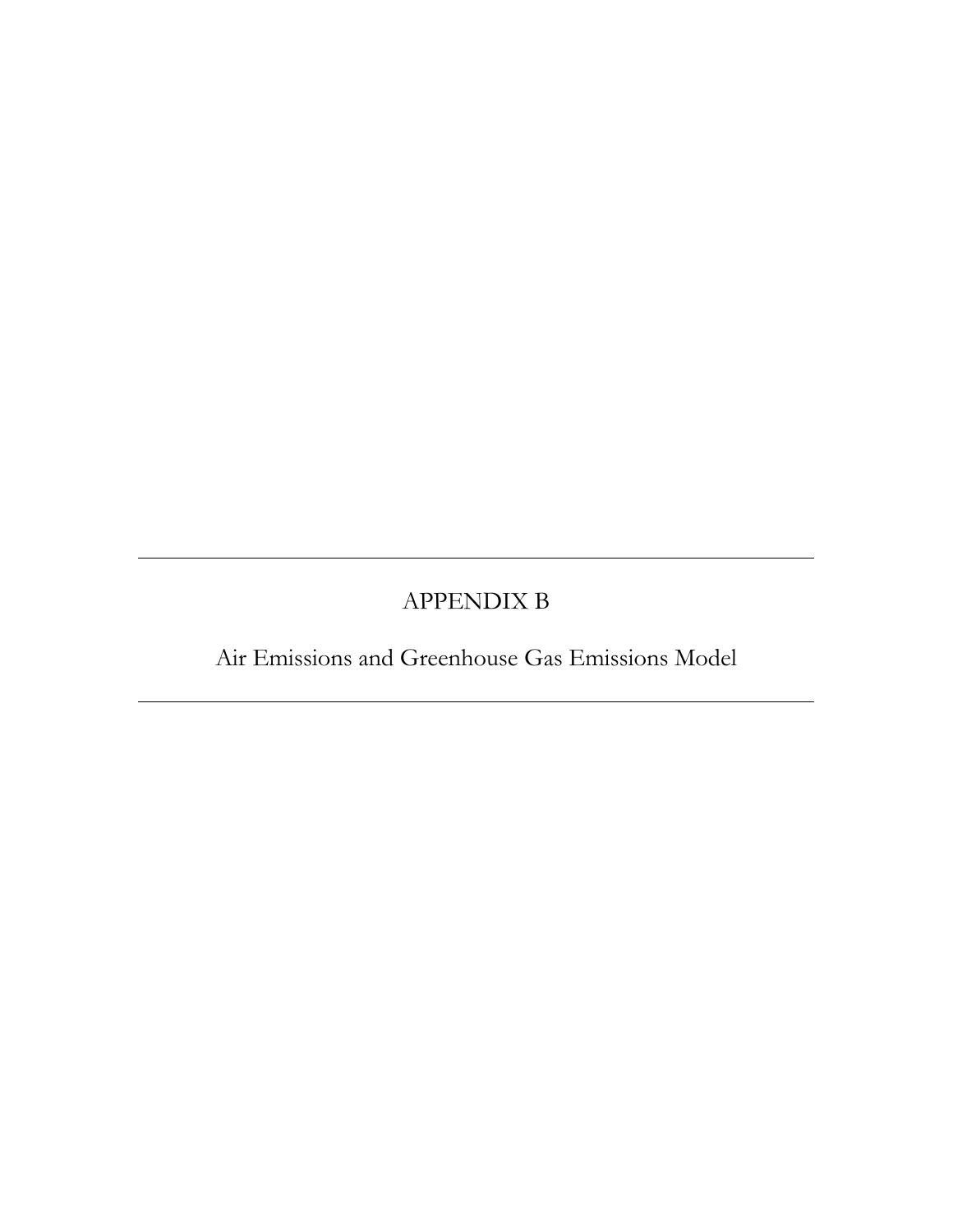# APPENDIX B

## Air Emissions and Greenhouse Gas Emissions Model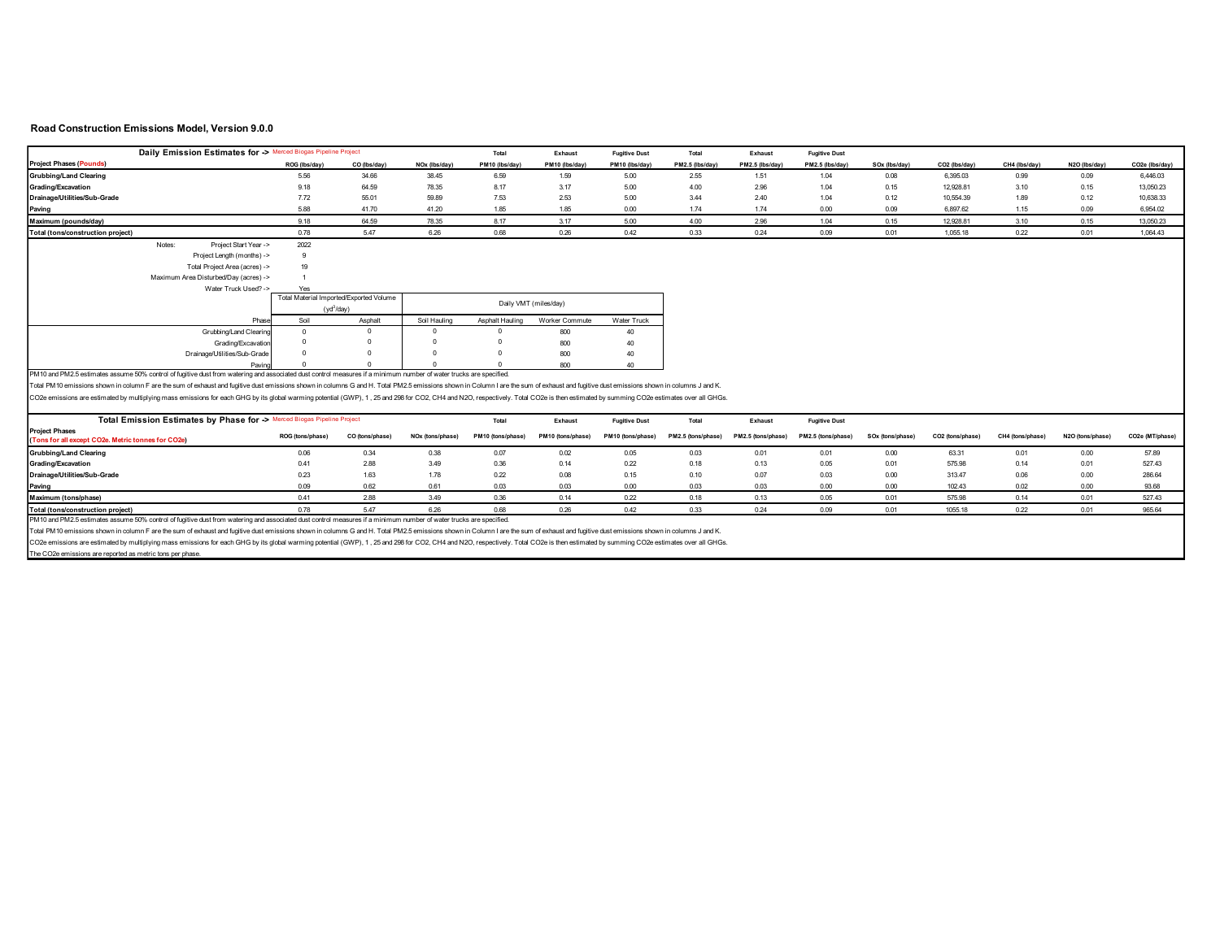## Road Construction Emissions Model, Version 9.0.0

| Daily Emission Estimates for -> Merced Biogas Pipeline Project | | | | Total | Exhaust | Fugitive Dust | Total | Exhaust | Fugitive Dust | | | | | |
|---|---|---|---|---|---|---|---|---|---|---|---|---|---|---|
| **Project Phases (Pounds)** | ROG (lbs/day) | CO (lbs/day) | NOx (lbs/day) | PM10 (lbs/day) | PM10 (lbs/day) | PM10 (lbs/day) | PM2.5 (lbs/day) | PM2.5 (lbs/day) | PM2.5 (lbs/day) | SOx (lbs/day) | CO2 (lbs/day) | CH4 (lbs/day) | N2O (lbs/day) | CO2e (lbs/day) |
| **Grubbing/Land Clearing** | 5.56 | 34.66 | 38.45 | 6.59 | 1.59 | 5.00 | 2.55 | 1.51 | 1.04 | 0.08 | 6,395.03 | 0.99 | 0.09 | 6,446.03 |
| **Grading/Excavation** | 9.18 | 64.59 | 78.35 | 8.17 | 3.17 | 5.00 | 4.00 | 2.96 | 1.04 | 0.15 | 12,928.81 | 3.10 | 0.15 | 13,050.23 |
| **Drainage/Utilities/Sub-Grade** | 7.72 | 55.01 | 59.89 | 7.53 | 2.53 | 5.00 | 3.44 | 2.40 | 1.04 | 0.12 | 10,554.39 | 1.89 | 0.12 | 10,638.33 |
| **Paving** | 5.88 | 41.70 | 41.20 | 1.85 | 1.85 | 0.00 | 1.74 | 1.74 | 0.00 | 0.09 | 6,897.62 | 1.15 | 0.09 | 6,954.02 |
| **Maximum (pounds/day)** | 9.18 | 64.59 | 78.35 | 8.17 | 3.17 | 5.00 | 4.00 | 2.96 | 1.04 | 0.15 | 12,928.81 | 3.10 | 0.15 | 13,050.23 |
| **Total (tons/construction project)** | 0.78 | 5.47 | 6.26 | 0.68 | 0.26 | 0.42 | 0.33 | 0.24 | 0.09 | 0.01 | 1,055.18 | 0.22 | 0.01 | 1,064.43 |

Notes:
- Project Start Year -> 2022
- Project Length (months) -> 9
- Total Project Area (acres) -> 19
- Maximum Area Disturbed/Day (acres) -> 1
- Water Truck Used? -> Yes

| | Total Material Imported/Exported Volume ($yd^3$/day) | | Daily VMT (miles/day) | | | |
|---|---|---|---|---|---|---|
| Phase | Soil | Asphalt | Soil Hauling | Asphalt Hauling | Worker Commute | Water Truck |
| Grubbing/Land Clearing | 0 | 0 | 0 | 0 | 800 | 40 |
| Grading/Excavation | 0 | 0 | 0 | 0 | 800 | 40 |
| Drainage/Utilities/Sub-Grade | 0 | 0 | 0 | 0 | 800 | 40 |
| Paving | 0 | 0 | 0 | 0 | 800 | 40 |

PM10 and PM2.5 estimates assume 50% control of fugitive dust from watering and associated dust control measures if a minimum number of water trucks are specified.

Total PM10 emissions shown in column F are the sum of exhaust and fugitive dust emissions shown in columns G and H. Total PM2.5 emissions shown in Column I are the sum of exhaust and fugitive dust emissions shown in columns J and K.

CO2e emissions are estimated by multiplying mass emissions for each GHG by its global warming potential (GWP), 1 , 25 and 298 for CO2, CH4 and N2O, respectively. Total CO2e is then estimated by summing CO2e estimates over all GHGs.

| Total Emission Estimates by Phase for -> Merced Biogas Pipeline Project | | | | Total | Exhaust | Fugitive Dust | Total | Exhaust | Fugitive Dust | | | | | |
|---|---|---|---|---|---|---|---|---|---|---|---|---|---|---|
| **Project Phases (Tons for all except CO2e. Metric tonnes for CO2e)** | ROG (tons/phase) | CO (tons/phase) | NOx (tons/phase) | PM10 (tons/phase) | PM10 (tons/phase) | PM10 (tons/phase) | PM2.5 (tons/phase) | PM2.5 (tons/phase) | PM2.5 (tons/phase) | SOx (tons/phase) | CO2 (tons/phase) | CH4 (tons/phase) | N2O (tons/phase) | CO2e (MT/phase) |
| **Grubbing/Land Clearing** | 0.06 | 0.34 | 0.38 | 0.07 | 0.02 | 0.05 | 0.03 | 0.01 | 0.01 | 0.00 | 63.31 | 0.01 | 0.00 | 57.89 |
| **Grading/Excavation** | 0.41 | 2.88 | 3.49 | 0.36 | 0.14 | 0.22 | 0.18 | 0.13 | 0.05 | 0.01 | 575.98 | 0.14 | 0.01 | 527.43 |
| **Drainage/Utilities/Sub-Grade** | 0.23 | 1.63 | 1.78 | 0.22 | 0.08 | 0.15 | 0.10 | 0.07 | 0.03 | 0.00 | 313.47 | 0.06 | 0.00 | 286.64 |
| **Paving** | 0.09 | 0.62 | 0.61 | 0.03 | 0.03 | 0.00 | 0.03 | 0.03 | 0.00 | 0.00 | 102.43 | 0.02 | 0.00 | 93.68 |
| **Maximum (tons/phase)** | 0.41 | 2.88 | 3.49 | 0.36 | 0.14 | 0.22 | 0.18 | 0.13 | 0.05 | 0.01 | 575.98 | 0.14 | 0.01 | 527.43 |
| **Total (tons/construction project)** | 0.78 | 5.47 | 6.26 | 0.68 | 0.26 | 0.42 | 0.33 | 0.24 | 0.09 | 0.01 | 1055.18 | 0.22 | 0.01 | 965.64 |

PM10 and PM2.5 estimates assume 50% control of fugitive dust from watering and associated dust control measures if a minimum number of water trucks are specified.

Total PM10 emissions shown in column F are the sum of exhaust and fugitive dust emissions shown in columns G and H. Total PM2.5 emissions shown in Column I are the sum of exhaust and fugitive dust emissions shown in columns J and K.

CO2e emissions are estimated by multiplying mass emissions for each GHG by its global warming potential (GWP), 1 , 25 and 298 for CO2, CH4 and N2O, respectively. Total CO2e is then estimated by summing CO2e estimates over all GHGs.

The CO2e emissions are reported as metric tons per phase.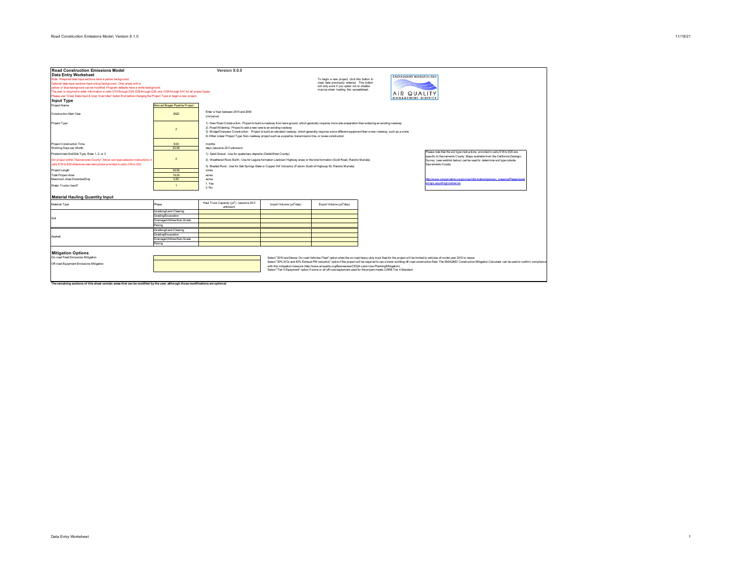**Road Construction Emissions Model** Version 9.0.0

**Data Entry Worksheet**

Note: Required data input sections have a yellow background.
Optional data input sections have a blue background. Only areas with a yellow or blue background can be modified. Program defaults have a white background.
The user is required to enter information in cells D10 through D24, E28 through G35, and D38 through D41 for all project types.
Please use "Clear Data Input & User Overrides" button first before changing the Project Type or begin a new project.

To begin a new project, click this button to clear data previously entered. This button will only work if you opted not to disable macros when loading this spreadsheet.

SACRAMENTO METROPOLITAN AIR QUALITY MANAGEMENT DISTRICT

## Input Type

| Field | Value | Notes |
| --- | --- | --- |
| Project Name | Merced Biogas Pipeline Project | |
| Construction Start Year | 2022 | Enter a Year between 2014 and 2040 (inclusive) |
| Project Type | 2 | 1) New Road Construction : Project to build a roadway from bare ground, which generally requires more site preparation than widening an existing roadway<br>2) Road Widening : Project to add a new lane to an existing roadway<br>3) Bridge/Overpass Construction : Project to build an elevated roadway, which generally requires some different equipment than a new roadway, such as a crane<br>4) Other Linear Project Type: Non-roadway project such as a pipeline, transmission line, or levee construction |
| Project Construction Time | 9.00 | months |
| Working Days per Month | 22.00 | days (assume 22 if unknown) |
| Predominant Soil/Site Type: Enter 1, 2, or 3<br>(for project within "Sacramento County", follow soil type selection instructions in cells E18 to E20 otherwise see instructions provided in cells J18 to J22) | 2 | 1) Sand Gravel : Use for quaternary deposits (Delta/West County)<br>2) Weathered Rock-Earth : Use for Laguna formation (Jackson Highway area) or the Ione formation (Scott Road, Rancho Murieta)<br>3) Blasted Rock : Use for Salt Springs Slate or Copper Hill Volcanics (Folsom South of Highway 50, Rancho Murieta) |
| Project Length | 39.50 | miles |
| Total Project Area | 19.20 | acres |
| Maximum Area Disturbed/Day | 0.50 | acres |
| Water Trucks Used? | 1 | 1. Yes<br>2. No |

Please note that the soil type instructions provided in cells E18 to E20 are specific to Sacramento County. Maps available from the California Geologic Survey (see weblink below) can be used to determine soil type outside Sacramento County.

http://www.conservation.ca.gov/cgs/information/geologic_mapping/Pages/googlemaps.aspx#regionalseries

## Material Hauling Quantity Input

| Material Type | Phase | Haul Truck Capacity ($yd^3$) (assume 20 if unknown) | Import Volume ($yd^3$/day) | Export Volume ($yd^3$/day) |
| --- | --- | --- | --- | --- |
| Soil | Grubbing/Land Clearing | | | |
| | Grading/Excavation | | | |
| | Drainage/Utilities/Sub-Grade | | | |
| | Paving | | | |
| Asphalt | Grubbing/Land Clearing | | | |
| | Grading/Excavation | | | |
| | Drainage/Utilities/Sub-Grade | | | |
| | Paving | | | |

## Mitigation Options

| Option | Selection |
| --- | --- |
| On-road Fleet Emissions Mitigation | |
| Off-road Equipment Emissions Mitigation | |

Select "2010 and Newer On-road Vehicles Fleet" option when the on-road heavy-duty truck fleet for the project will be limited to vehicles of model year 2010 or newer
Select "20% NOx and 45% Exhaust PM reduction" option if the project will be required to use a lower emitting off-road construction fleet. The SMAQMD Construction Mitigation Calculator can be used to confirm compliance with this mitigation measure (http://www.airquality.org/Businesses/CEQA-Land-Use-Planning/Mitigation).
Select "Tier 4 Equipment" option if some or all off-road equipment used for the project meets CARB Tier 4 Standard

**The remaining sections of this sheet contain areas that can be modified by the user, although those modifications are optional.**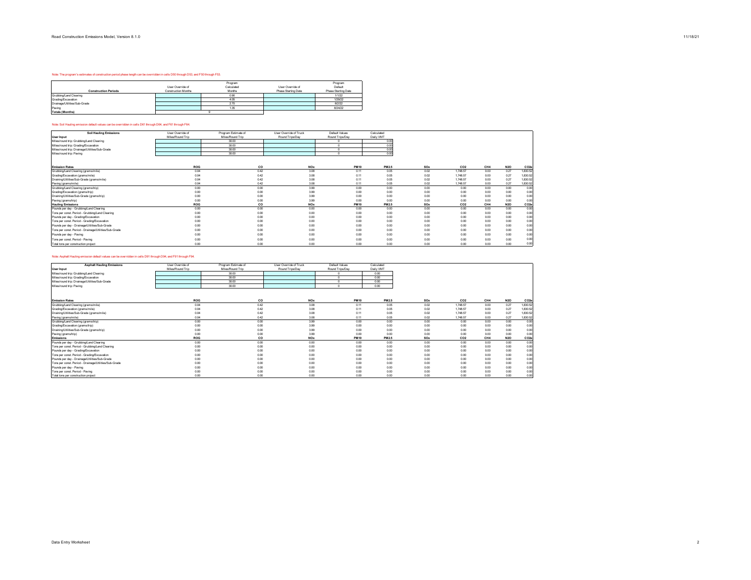Note: The program's estimates of construction period phase length can be overridden in cells D50 through D53, and F50 through F53.

| Construction Periods | User Override of Construction Months | Program Calculated Months | User Override of Phase Starting Date | Program Default Phase Starting Date |
|---|---|---|---|---|
| Grubbing/Land Clearing | | 0.90 | | 1/1/22 |
| Grading/Excavation | | 4.05 | | 1/28/22 |
| Drainage/Utilities/Sub-Grade | | 2.70 | | 6/2/22 |
| Paving | | 1.35 | | 8/24/22 |
| **Totals (Months)** | | 9 | | |

Note: Soil Hauling emission default values can be overridden in cells D61 through D64, and F61 through F64.

| **Soil Hauling Emissions**<br>**User Input** | User Override of Miles/Round Trip | Program Estimate of Miles/Round Trip | User Override of Truck Round Trips/Day | Default Values Round Trips/Day | Calculated Daily VMT |
|---|---|---|---|---|---|
| Miles/round trip: Grubbing/Land Clearing | | 30.00 | | 0 | 0.00 |
| Miles/round trip: Grading/Excavation | | 30.00 | | 0 | 0.00 |
| Miles/round trip: Drainage/Utilities/Sub-Grade | | 30.00 | | 0 | 0.00 |
| Miles/round trip: Paving | | 30.00 | | 0 | 0.00 |

| **Emission Rates** | **ROG** | **CO** | **NOx** | **PM10** | **PM2.5** | **SOx** | **CO2** | **CH4** | **N2O** | **CO2e** |
|---|---|---|---|---|---|---|---|---|---|---|
| Grubbing/Land Clearing (grams/mile) | 0.04 | 0.42 | 3.08 | 0.11 | 0.05 | 0.02 | 1,748.57 | 0.00 | 0.27 | 1,830.52 |
| Grading/Excavation (grams/mile) | 0.04 | 0.42 | 3.08 | 0.11 | 0.05 | 0.02 | 1,748.57 | 0.00 | 0.27 | 1,830.52 |
| Draining/Utilities/Sub-Grade (grams/mile) | 0.04 | 0.42 | 3.08 | 0.11 | 0.05 | 0.02 | 1,748.57 | 0.00 | 0.27 | 1,830.52 |
| Paving (grams/mile) | 0.04 | 0.42 | 3.08 | 0.11 | 0.05 | 0.02 | 1,748.57 | 0.00 | 0.27 | 1,830.52 |
| Grubbing/Land Clearing (grams/trip) | 0.00 | 0.00 | 3.99 | 0.00 | 0.00 | 0.00 | 0.00 | 0.00 | 0.00 | 0.00 |
| Grading/Excavation (grams/trip) | 0.00 | 0.00 | 3.99 | 0.00 | 0.00 | 0.00 | 0.00 | 0.00 | 0.00 | 0.00 |
| Draining/Utilities/Sub-Grade (grams/trip) | 0.00 | 0.00 | 3.99 | 0.00 | 0.00 | 0.00 | 0.00 | 0.00 | 0.00 | 0.00 |
| Paving (grams/trip) | 0.00 | 0.00 | 3.99 | 0.00 | 0.00 | 0.00 | 0.00 | 0.00 | 0.00 | 0.00 |
| **Hauling Emissions** | **ROG** | **CO** | **NOx** | **PM10** | **PM2.5** | **SOx** | **CO2** | **CH4** | **N2O** | **CO2e** |
| Pounds per day - Grubbing/Land Clearing | 0.00 | 0.00 | 0.00 | 0.00 | 0.00 | 0.00 | 0.00 | 0.00 | 0.00 | 0.00 |
| Tons per const. Period - Grubbing/Land Clearing | 0.00 | 0.00 | 0.00 | 0.00 | 0.00 | 0.00 | 0.00 | 0.00 | 0.00 | 0.00 |
| Pounds per day - Grading/Excavation | 0.00 | 0.00 | 0.00 | 0.00 | 0.00 | 0.00 | 0.00 | 0.00 | 0.00 | 0.00 |
| Tons per const. Period - Grading/Excavation | 0.00 | 0.00 | 0.00 | 0.00 | 0.00 | 0.00 | 0.00 | 0.00 | 0.00 | 0.00 |
| Pounds per day - Drainage/Utilities/Sub-Grade | 0.00 | 0.00 | 0.00 | 0.00 | 0.00 | 0.00 | 0.00 | 0.00 | 0.00 | 0.00 |
| Tons per const. Period - Drainage/Utilities/Sub-Grade | 0.00 | 0.00 | 0.00 | 0.00 | 0.00 | 0.00 | 0.00 | 0.00 | 0.00 | 0.00 |
| Pounds per day - Paving | 0.00 | 0.00 | 0.00 | 0.00 | 0.00 | 0.00 | 0.00 | 0.00 | 0.00 | 0.00 |
| Tons per const. Period - Paving | 0.00 | 0.00 | 0.00 | 0.00 | 0.00 | 0.00 | 0.00 | 0.00 | 0.00 | 0.00 |
| Total tons per construction project | 0.00 | 0.00 | 0.00 | 0.00 | 0.00 | 0.00 | 0.00 | 0.00 | 0.00 | 0.00 |

Note: Asphalt Hauling emission default values can be overridden in cells D91 through D94, and F91 through F94.

| **Asphalt Hauling Emissions**<br>**User Input** | User Override of Miles/Round Trip | Program Estimate of Miles/Round Trip | User Override of Truck Round Trips/Day | Default Values Round Trips/Day | Calculated Daily VMT |
|---|---|---|---|---|---|
| Miles/round trip: Grubbing/Land Clearing | | 30.00 | | 0 | 0.00 |
| Miles/round trip: Grading/Excavation | | 30.00 | | 0 | 0.00 |
| Miles/round trip: Drainage/Utilities/Sub-Grade | | 30.00 | | 0 | 0.00 |
| Miles/round trip: Paving | | 30.00 | | 0 | 0.00 |

| **Emission Rates** | **ROG** | **CO** | **NOx** | **PM10** | **PM2.5** | **SOx** | **CO2** | **CH4** | **N2O** | **CO2e** |
|---|---|---|---|---|---|---|---|---|---|---|
| Grubbing/Land Clearing (grams/mile) | 0.04 | 0.42 | 3.08 | 0.11 | 0.05 | 0.02 | 1,748.57 | 0.00 | 0.27 | 1,830.52 |
| Grading/Excavation (grams/mile) | 0.04 | 0.42 | 3.08 | 0.11 | 0.05 | 0.02 | 1,748.57 | 0.00 | 0.27 | 1,830.52 |
| Draining/Utilities/Sub-Grade (grams/mile) | 0.04 | 0.42 | 3.08 | 0.11 | 0.05 | 0.02 | 1,748.57 | 0.00 | 0.27 | 1,830.52 |
| Paving (grams/mile) | 0.04 | 0.42 | 3.08 | 0.11 | 0.05 | 0.02 | 1,748.57 | 0.00 | 0.27 | 1,830.52 |
| Grubbing/Land Clearing (grams/trip) | 0.00 | 0.00 | 3.99 | 0.00 | 0.00 | 0.00 | 0.00 | 0.00 | 0.00 | 0.00 |
| Grading/Excavation (grams/trip) | 0.00 | 0.00 | 3.99 | 0.00 | 0.00 | 0.00 | 0.00 | 0.00 | 0.00 | 0.00 |
| Draining/Utilities/Sub-Grade (grams/trip) | 0.00 | 0.00 | 3.99 | 0.00 | 0.00 | 0.00 | 0.00 | 0.00 | 0.00 | 0.00 |
| Paving (grams/trip) | 0.00 | 0.00 | 3.99 | 0.00 | 0.00 | 0.00 | 0.00 | 0.00 | 0.00 | 0.00 |
| **Emissions** | **ROG** | **CO** | **NOx** | **PM10** | **PM2.5** | **SOx** | **CO2** | **CH4** | **N2O** | **CO2e** |
| Pounds per day - Grubbing/Land Clearing | 0.00 | 0.00 | 0.00 | 0.00 | 0.00 | 0.00 | 0.00 | 0.00 | 0.00 | 0.00 |
| Tons per const. Period - Grubbing/Land Clearing | 0.00 | 0.00 | 0.00 | 0.00 | 0.00 | 0.00 | 0.00 | 0.00 | 0.00 | 0.00 |
| Pounds per day - Grading/Excavation | 0.00 | 0.00 | 0.00 | 0.00 | 0.00 | 0.00 | 0.00 | 0.00 | 0.00 | 0.00 |
| Tons per const. Period - Grading/Excavation | 0.00 | 0.00 | 0.00 | 0.00 | 0.00 | 0.00 | 0.00 | 0.00 | 0.00 | 0.00 |
| Pounds per day - Drainage/Utilities/Sub-Grade | 0.00 | 0.00 | 0.00 | 0.00 | 0.00 | 0.00 | 0.00 | 0.00 | 0.00 | 0.00 |
| Tons per const. Period - Drainage/Utilities/Sub-Grade | 0.00 | 0.00 | 0.00 | 0.00 | 0.00 | 0.00 | 0.00 | 0.00 | 0.00 | 0.00 |
| Pounds per day - Paving | 0.00 | 0.00 | 0.00 | 0.00 | 0.00 | 0.00 | 0.00 | 0.00 | 0.00 | 0.00 |
| Tons per const. Period - Paving | 0.00 | 0.00 | 0.00 | 0.00 | 0.00 | 0.00 | 0.00 | 0.00 | 0.00 | 0.00 |
| Total tons per construction project | 0.00 | 0.00 | 0.00 | 0.00 | 0.00 | 0.00 | 0.00 | 0.00 | 0.00 | 0.00 |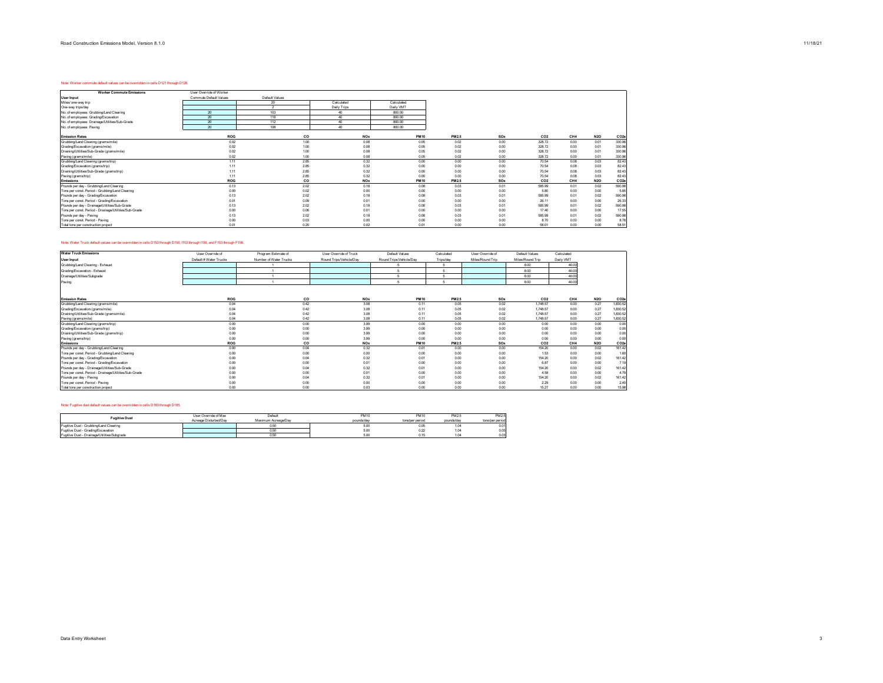Note: Worker commute default values can be overridden in cells D121 through D126.

| Worker Commute Emissions | User Override of Worker | | | | | | | | | |
|---|---|---|---|---|---|---|---|---|---|---|
| User Input | Commute Default Values | Default Values | | | | | | | | |
| Miles/ one-way trip | | 20 | Calculated | Calculated | | | | | | |
| One-way trips/day | | 2 | Daily Trips | Daily VMT | | | | | | |
| No. of employees: Grubbing/Land Clearing | 20 | 103 | 40 | 800.00 | | | | | | |
| No. of employees: Grading/Excavation | 20 | 118 | 40 | 800.00 | | | | | | |
| No. of employees: Drainage/Utilities/Sub-Grade | 20 | 112 | 40 | 800.00 | | | | | | |
| No. of employees: Paving | 20 | 108 | 40 | 800.00 | | | | | | |
| **Emission Rates** | **ROG** | **CO** | **NOx** | **PM10** | **PM2.5** | **SOx** | **CO2** | **CH4** | **N2O** | **CO2e** |
| Grubbing/Land Clearing (grams/mile) | 0.02 | 1.00 | 0.08 | 0.05 | 0.02 | 0.00 | 328.72 | 0.00 | 0.01 | 330.96 |
| Grading/Excavation (grams/mile) | 0.02 | 1.00 | 0.08 | 0.05 | 0.02 | 0.00 | 328.72 | 0.00 | 0.01 | 330.96 |
| Draining/Utilities/Sub-Grade (grams/mile) | 0.02 | 1.00 | 0.08 | 0.05 | 0.02 | 0.00 | 328.72 | 0.00 | 0.01 | 330.96 |
| Paving (grams/mile) | 0.02 | 1.00 | 0.08 | 0.05 | 0.02 | 0.00 | 328.72 | 0.00 | 0.01 | 330.96 |
| Grubbing/Land Clearing (grams/trip) | 1.11 | 2.85 | 0.32 | 0.00 | 0.00 | 0.00 | 70.54 | 0.08 | 0.03 | 82.43 |
| Grading/Excavation (grams/trip) | 1.11 | 2.85 | 0.32 | 0.00 | 0.00 | 0.00 | 70.54 | 0.08 | 0.03 | 82.43 |
| Draining/Utilities/Sub-Grade (grams/trip) | 1.11 | 2.85 | 0.32 | 0.00 | 0.00 | 0.00 | 70.54 | 0.08 | 0.03 | 82.43 |
| Paving (grams/trip) | 1.11 | 2.85 | 0.32 | 0.00 | 0.00 | 0.00 | 70.54 | 0.08 | 0.03 | 82.43 |
| **Emissions** | **ROG** | **CO** | **NOx** | **PM10** | **PM2.5** | **SOx** | **CO2** | **CH4** | **N2O** | **CO2e** |
| Pounds per day - Grubbing/Land Clearing | 0.13 | 2.02 | 0.18 | 0.08 | 0.03 | 0.01 | 585.99 | 0.01 | 0.02 | 590.98 |
| Tons per const. Period - Grubbing/Land Clearing | 0.00 | 0.02 | 0.00 | 0.00 | 0.00 | 0.00 | 5.80 | 0.00 | 0.00 | 5.85 |
| Pounds per day - Grading/Excavation | 0.13 | 2.02 | 0.18 | 0.08 | 0.03 | 0.01 | 585.99 | 0.01 | 0.02 | 590.98 |
| Tons per const. Period - Grading/Excavation | 0.01 | 0.09 | 0.01 | 0.00 | 0.00 | 0.00 | 26.11 | 0.00 | 0.00 | 26.33 |
| Pounds per day - Drainage/Utilities/Sub-Grade | 0.13 | 2.02 | 0.18 | 0.08 | 0.03 | 0.01 | 585.99 | 0.01 | 0.02 | 590.98 |
| Tons per const. Period - Drainage/Utilities/Sub-Grade | 0.00 | 0.06 | 0.01 | 0.00 | 0.00 | 0.00 | 17.40 | 0.00 | 0.00 | 17.55 |
| Pounds per day - Paving | 0.13 | 2.02 | 0.18 | 0.08 | 0.03 | 0.01 | 585.99 | 0.01 | 0.02 | 590.98 |
| Tons per const. Period - Paving | 0.00 | 0.03 | 0.00 | 0.00 | 0.00 | 0.00 | 8.70 | 0.00 | 0.00 | 8.78 |
| Total tons per construction project | 0.01 | 0.20 | 0.02 | 0.01 | 0.00 | 0.00 | 58.01 | 0.00 | 0.00 | 58.51 |

Note: Water Truck default values can be overridden in cells D153 through D156, I153 through I156, and F153 through F156.

| Water Truck Emissions | User Override of | Program Estimate of | User Override of Truck | Default Values | Calculated | User Override of | Default Values | Calculated | | |
|---|---|---|---|---|---|---|---|---|---|---|
| User Input | Default # Water Trucks | Number of Water Trucks | Round Trips/Vehicle/Day | Round Trips/Vehicle/Day | Trips/day | Miles/Round Trip | Miles/Round Trip | Daily VMT | | |
| Grubbing/Land Clearing - Exhaust | | 1 | | 5 | 5 | | 8.00 | 40.00 | | |
| Grading/Excavation - Exhaust | | 1 | | 5 | 5 | | 8.00 | 40.00 | | |
| Drainage/Utilities/Subgrade | | 1 | | 5 | 5 | | 8.00 | 40.00 | | |
| Paving | | 1 | | 5 | 5 | | 8.00 | 40.00 | | |
| **Emission Rates** | **ROG** | **CO** | **NOx** | **PM10** | **PM2.5** | **SOx** | **CO2** | **CH4** | **N2O** | **CO2e** |
| Grubbing/Land Clearing (grams/mile) | 0.04 | 0.42 | 3.08 | 0.11 | 0.05 | 0.02 | 1,748.57 | 0.00 | 0.27 | 1,830.52 |
| Grading/Excavation (grams/mile) | 0.04 | 0.42 | 3.08 | 0.11 | 0.05 | 0.02 | 1,748.57 | 0.00 | 0.27 | 1,830.52 |
| Draining/Utilities/Sub-Grade (grams/mile) | 0.04 | 0.42 | 3.08 | 0.11 | 0.05 | 0.02 | 1,748.57 | 0.00 | 0.27 | 1,830.52 |
| Paving (grams/mile) | 0.04 | 0.42 | 3.08 | 0.11 | 0.05 | 0.02 | 1,748.57 | 0.00 | 0.27 | 1,830.52 |
| Grubbing/Land Clearing (grams/trip) | 0.00 | 0.00 | 3.99 | 0.00 | 0.00 | 0.00 | 0.00 | 0.00 | 0.00 | 0.00 |
| Grading/Excavation (grams/trip) | 0.00 | 0.00 | 3.99 | 0.00 | 0.00 | 0.00 | 0.00 | 0.00 | 0.00 | 0.00 |
| Draining/Utilities/Sub-Grade (grams/trip) | 0.00 | 0.00 | 3.99 | 0.00 | 0.00 | 0.00 | 0.00 | 0.00 | 0.00 | 0.00 |
| Paving (grams/trip) | 0.00 | 0.00 | 3.99 | 0.00 | 0.00 | 0.00 | 0.00 | 0.00 | 0.00 | 0.00 |
| **Emissions** | **ROG** | **CO** | **NOx** | **PM10** | **PM2.5** | **SOx** | **CO2** | **CH4** | **N2O** | **CO2e** |
| Pounds per day - Grubbing/Land Clearing | 0.00 | 0.04 | 0.32 | 0.01 | 0.00 | 0.00 | 154.20 | 0.00 | 0.02 | 161.42 |
| Tons per const. Period - Grubbing/Land Clearing | 0.00 | 0.00 | 0.00 | 0.00 | 0.00 | 0.00 | 1.53 | 0.00 | 0.00 | 1.60 |
| Pounds per day - Grading/Excavation | 0.00 | 0.04 | 0.32 | 0.01 | 0.00 | 0.00 | 154.20 | 0.00 | 0.02 | 161.42 |
| Tons per const. Period - Grading/Excavation | 0.00 | 0.00 | 0.01 | 0.00 | 0.00 | 0.00 | 6.87 | 0.00 | 0.00 | 7.19 |
| Pounds per day - Drainage/Utilities/Sub-Grade | 0.00 | 0.04 | 0.32 | 0.01 | 0.00 | 0.00 | 154.20 | 0.00 | 0.02 | 161.42 |
| Tons per const. Period - Drainage/Utilities/Sub-Grade | 0.00 | 0.00 | 0.01 | 0.00 | 0.00 | 0.00 | 4.58 | 0.00 | 0.00 | 4.79 |
| Pounds per day - Paving | 0.00 | 0.04 | 0.32 | 0.01 | 0.00 | 0.00 | 154.20 | 0.00 | 0.02 | 161.42 |
| Tons per const. Period - Paving | 0.00 | 0.00 | 0.00 | 0.00 | 0.00 | 0.00 | 2.29 | 0.00 | 0.00 | 2.40 |
| Total tons per construction project | 0.00 | 0.00 | 0.03 | 0.00 | 0.00 | 0.00 | 15.27 | 0.00 | 0.00 | 15.98 |

Note: Fugitive dust default values can be overridden in cells D183 through D185.

| Fugitive Dust | User Override of Max Acreage Disturbed/Day | Default Maximum Acreage/Day | PM10 pounds/day | PM10 tons/per period | PM2.5 pounds/day | PM2.5 tons/per period |
|---|---|---|---|---|---|---|
| Fugitive Dust - Grubbing/Land Clearing | | 0.50 | 5.00 | 0.05 | 1.04 | 0.01 |
| Fugitive Dust - Grading/Excavation | | 0.50 | 5.00 | 0.22 | 1.04 | 0.05 |
| Fugitive Dust - Drainage/Utilities/Subgrade | | 0.50 | 5.00 | 0.15 | 1.04 | 0.03 |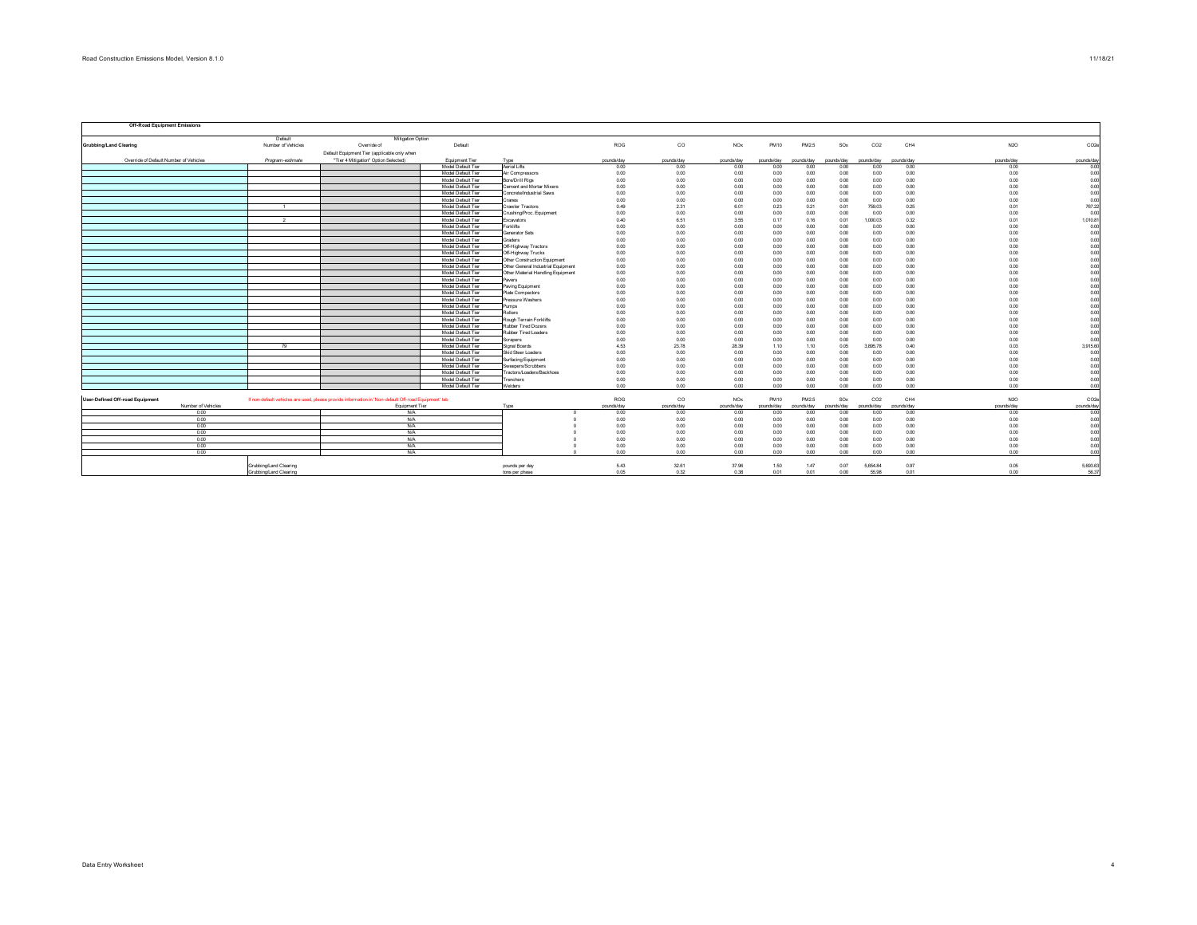**Off-Road Equipment Emissions**

| Grubbing/Land Clearing | Default Number of Vehicles | Mitigation Option: Override of Default Equipment Tier (applicable only when "Tier 4 Mitigation" Option Selected) | Default Equipment Tier | Type | ROG | CO | NOx | PM10 | PM2.5 | SOx | CO2 | CH4 | N2O | CO2e |
|---|---|---|---|---|---|---|---|---|---|---|---|---|---|---|
| Override of Default Number of Vehicles | *Program-estimate* | | | | pounds/day | pounds/day | pounds/day | pounds/day | pounds/day | pounds/day | pounds/day | pounds/day | pounds/day | pounds/day |
| | | | Model Default Tier | Aerial Lifts | 0.00 | 0.00 | 0.00 | 0.00 | 0.00 | 0.00 | 0.00 | 0.00 | 0.00 | 0.00 |
| | | | Model Default Tier | Air Compressors | 0.00 | 0.00 | 0.00 | 0.00 | 0.00 | 0.00 | 0.00 | 0.00 | 0.00 | 0.00 |
| | | | Model Default Tier | Bore/Drill Rigs | 0.00 | 0.00 | 0.00 | 0.00 | 0.00 | 0.00 | 0.00 | 0.00 | 0.00 | 0.00 |
| | | | Model Default Tier | Cement and Mortar Mixers | 0.00 | 0.00 | 0.00 | 0.00 | 0.00 | 0.00 | 0.00 | 0.00 | 0.00 | 0.00 |
| | | | Model Default Tier | Concrete/Industrial Saws | 0.00 | 0.00 | 0.00 | 0.00 | 0.00 | 0.00 | 0.00 | 0.00 | 0.00 | 0.00 |
| | | | Model Default Tier | Cranes | 0.00 | 0.00 | 0.00 | 0.00 | 0.00 | 0.00 | 0.00 | 0.00 | 0.00 | 0.00 |
| | 1 | | Model Default Tier | Crawler Tractors | 0.49 | 2.31 | 6.01 | 0.23 | 0.21 | 0.01 | 759.03 | 0.25 | 0.01 | 767.22 |
| | | | Model Default Tier | Crushing/Proc. Equipment | 0.00 | 0.00 | 0.00 | 0.00 | 0.00 | 0.00 | 0.00 | 0.00 | 0.00 | 0.00 |
| | 2 | | Model Default Tier | Excavators | 0.40 | 6.51 | 3.55 | 0.17 | 0.16 | 0.01 | 1,000.03 | 0.32 | 0.01 | 1,010.81 |
| | | | Model Default Tier | Forklifts | 0.00 | 0.00 | 0.00 | 0.00 | 0.00 | 0.00 | 0.00 | 0.00 | 0.00 | 0.00 |
| | | | Model Default Tier | Generator Sets | 0.00 | 0.00 | 0.00 | 0.00 | 0.00 | 0.00 | 0.00 | 0.00 | 0.00 | 0.00 |
| | | | Model Default Tier | Graders | 0.00 | 0.00 | 0.00 | 0.00 | 0.00 | 0.00 | 0.00 | 0.00 | 0.00 | 0.00 |
| | | | Model Default Tier | Off-Highway Tractors | 0.00 | 0.00 | 0.00 | 0.00 | 0.00 | 0.00 | 0.00 | 0.00 | 0.00 | 0.00 |
| | | | Model Default Tier | Off-Highway Trucks | 0.00 | 0.00 | 0.00 | 0.00 | 0.00 | 0.00 | 0.00 | 0.00 | 0.00 | 0.00 |
| | | | Model Default Tier | Other Construction Equipment | 0.00 | 0.00 | 0.00 | 0.00 | 0.00 | 0.00 | 0.00 | 0.00 | 0.00 | 0.00 |
| | | | Model Default Tier | Other General Industrial Equipment | 0.00 | 0.00 | 0.00 | 0.00 | 0.00 | 0.00 | 0.00 | 0.00 | 0.00 | 0.00 |
| | | | Model Default Tier | Other Material Handling Equipment | 0.00 | 0.00 | 0.00 | 0.00 | 0.00 | 0.00 | 0.00 | 0.00 | 0.00 | 0.00 |
| | | | Model Default Tier | Pavers | 0.00 | 0.00 | 0.00 | 0.00 | 0.00 | 0.00 | 0.00 | 0.00 | 0.00 | 0.00 |
| | | | Model Default Tier | Paving Equipment | 0.00 | 0.00 | 0.00 | 0.00 | 0.00 | 0.00 | 0.00 | 0.00 | 0.00 | 0.00 |
| | | | Model Default Tier | Plate Compactors | 0.00 | 0.00 | 0.00 | 0.00 | 0.00 | 0.00 | 0.00 | 0.00 | 0.00 | 0.00 |
| | | | Model Default Tier | Pressure Washers | 0.00 | 0.00 | 0.00 | 0.00 | 0.00 | 0.00 | 0.00 | 0.00 | 0.00 | 0.00 |
| | | | Model Default Tier | Pumps | 0.00 | 0.00 | 0.00 | 0.00 | 0.00 | 0.00 | 0.00 | 0.00 | 0.00 | 0.00 |
| | | | Model Default Tier | Rollers | 0.00 | 0.00 | 0.00 | 0.00 | 0.00 | 0.00 | 0.00 | 0.00 | 0.00 | 0.00 |
| | | | Model Default Tier | Rough Terrain Forklifts | 0.00 | 0.00 | 0.00 | 0.00 | 0.00 | 0.00 | 0.00 | 0.00 | 0.00 | 0.00 |
| | | | Model Default Tier | Rubber Tired Dozers | 0.00 | 0.00 | 0.00 | 0.00 | 0.00 | 0.00 | 0.00 | 0.00 | 0.00 | 0.00 |
| | | | Model Default Tier | Rubber Tired Loaders | 0.00 | 0.00 | 0.00 | 0.00 | 0.00 | 0.00 | 0.00 | 0.00 | 0.00 | 0.00 |
| | | | Model Default Tier | Scrapers | 0.00 | 0.00 | 0.00 | 0.00 | 0.00 | 0.00 | 0.00 | 0.00 | 0.00 | 0.00 |
| | 79 | | Model Default Tier | Signal Boards | 4.53 | 23.78 | 28.39 | 1.10 | 1.10 | 0.05 | 3,895.78 | 0.40 | 0.03 | 3,915.60 |
| | | | Model Default Tier | Skid Steer Loaders | 0.00 | 0.00 | 0.00 | 0.00 | 0.00 | 0.00 | 0.00 | 0.00 | 0.00 | 0.00 |
| | | | Model Default Tier | Surfacing Equipment | 0.00 | 0.00 | 0.00 | 0.00 | 0.00 | 0.00 | 0.00 | 0.00 | 0.00 | 0.00 |
| | | | Model Default Tier | Sweepers/Scrubbers | 0.00 | 0.00 | 0.00 | 0.00 | 0.00 | 0.00 | 0.00 | 0.00 | 0.00 | 0.00 |
| | | | Model Default Tier | Tractors/Loaders/Backhoes | 0.00 | 0.00 | 0.00 | 0.00 | 0.00 | 0.00 | 0.00 | 0.00 | 0.00 | 0.00 |
| | | | Model Default Tier | Trenchers | 0.00 | 0.00 | 0.00 | 0.00 | 0.00 | 0.00 | 0.00 | 0.00 | 0.00 | 0.00 |
| | | | Model Default Tier | Welders | 0.00 | 0.00 | 0.00 | 0.00 | 0.00 | 0.00 | 0.00 | 0.00 | 0.00 | 0.00 |

**User-Defined Off-road Equipment** — If non-default vehicles are used, please provide information in 'Non-default Off-road Equipment' tab

| Number of Vehicles | Equipment Tier | Type | | ROG | CO | NOx | PM10 | PM2.5 | SOx | CO2 | CH4 | N2O | CO2e |
|---|---|---|---|---|---|---|---|---|---|---|---|---|---|
| | | | | pounds/day | pounds/day | pounds/day | pounds/day | pounds/day | pounds/day | pounds/day | pounds/day | pounds/day | pounds/day |
| 0.00 | N/A | | 0 | 0.00 | 0.00 | 0.00 | 0.00 | 0.00 | 0.00 | 0.00 | 0.00 | 0.00 | 0.00 |
| 0.00 | N/A | | 0 | 0.00 | 0.00 | 0.00 | 0.00 | 0.00 | 0.00 | 0.00 | 0.00 | 0.00 | 0.00 |
| 0.00 | N/A | | 0 | 0.00 | 0.00 | 0.00 | 0.00 | 0.00 | 0.00 | 0.00 | 0.00 | 0.00 | 0.00 |
| 0.00 | N/A | | 0 | 0.00 | 0.00 | 0.00 | 0.00 | 0.00 | 0.00 | 0.00 | 0.00 | 0.00 | 0.00 |
| 0.00 | N/A | | 0 | 0.00 | 0.00 | 0.00 | 0.00 | 0.00 | 0.00 | 0.00 | 0.00 | 0.00 | 0.00 |
| 0.00 | N/A | | 0 | 0.00 | 0.00 | 0.00 | 0.00 | 0.00 | 0.00 | 0.00 | 0.00 | 0.00 | 0.00 |
| 0.00 | N/A | | 0 | 0.00 | 0.00 | 0.00 | 0.00 | 0.00 | 0.00 | 0.00 | 0.00 | 0.00 | 0.00 |

| | Units | ROG | CO | NOx | PM10 | PM2.5 | SOx | CO2 | CH4 | N2O | CO2e |
|---|---|---|---|---|---|---|---|---|---|---|---|
| Grubbing/Land Clearing | pounds per day | 5.43 | 32.61 | 37.96 | 1.50 | 1.47 | 0.07 | 5,654.84 | 0.97 | 0.05 | 5,693.63 |
| Grubbing/Land Clearing | tons per phase | 0.05 | 0.32 | 0.38 | 0.01 | 0.01 | 0.00 | 55.98 | 0.01 | 0.00 | 56.37 |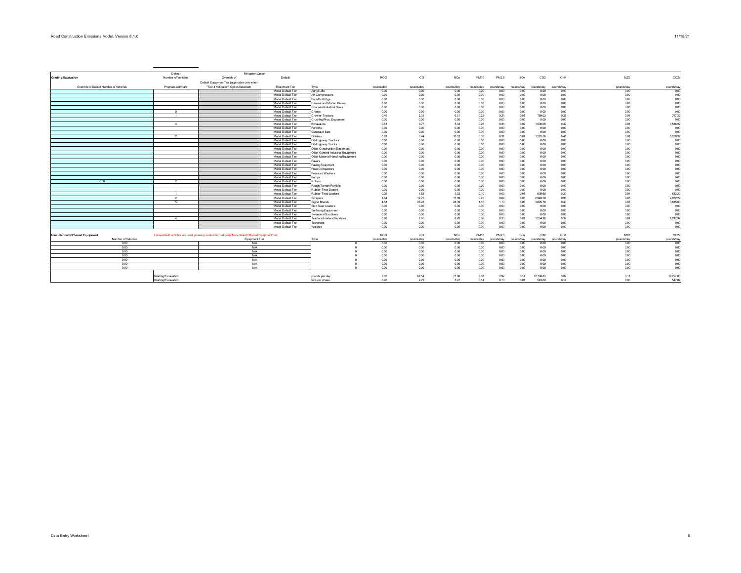| Grading/Excavation | Default Number of Vehicles | Mitigation Option Override of | Default | | ROG | CO | NOx | PM10 | PM2.5 | SOx | CO2 | CH4 | N2O | CO2e |
|---|---|---|---|---|---|---|---|---|---|---|---|---|---|---|
| | | Default Equipment Tier (applicable only when | | | | | | | | | | | | |
| Override of Default Number of Vehicles | Program-estimate | "Tier 4 Mitigation" Option Selected) | Equipment Tier | Type | pounds/day | pounds/day | pounds/day | pounds/day | pounds/day | pounds/day | pounds/day | pounds/day | pounds/day | pounds/day |
| | | | Model Default Tier | Aerial Lifts | 0.00 | 0.00 | 0.00 | 0.00 | 0.00 | 0.00 | 0.00 | 0.00 | 0.00 | 0.00 |
| | | | Model Default Tier | Air Compressors | 0.00 | 0.00 | 0.00 | 0.00 | 0.00 | 0.00 | 0.00 | 0.00 | 0.00 | 0.00 |
| | | | Model Default Tier | Bore/Drill Rigs | 0.00 | 0.00 | 0.00 | 0.00 | 0.00 | 0.00 | 0.00 | 0.00 | 0.00 | 0.00 |
| | | | Model Default Tier | Cement and Mortar Mixers | 0.00 | 0.00 | 0.00 | 0.00 | 0.00 | 0.00 | 0.00 | 0.00 | 0.00 | 0.00 |
| | | | Model Default Tier | Concrete/Industrial Saws | 0.00 | 0.00 | 0.00 | 0.00 | 0.00 | 0.00 | 0.00 | 0.00 | 0.00 | 0.00 |
| | 0 | | Model Default Tier | Cranes | 0.00 | 0.00 | 0.00 | 0.00 | 0.00 | 0.00 | 0.00 | 0.00 | 0.00 | 0.00 |
| | 1 | | Model Default Tier | Crawler Tractors | 0.49 | 2.31 | 6.01 | 0.23 | 0.21 | 0.01 | 759.03 | 0.25 | 0.01 | 767.22 |
| | | | Model Default Tier | Crushing/Proc. Equipment | 0.00 | 0.00 | 0.00 | 0.00 | 0.00 | 0.00 | 0.00 | 0.00 | 0.00 | 0.00 |
| | 3 | | Model Default Tier | Excavators | 0.61 | 9.77 | 5.33 | 0.26 | 0.24 | 0.02 | 1,500.05 | 0.49 | 0.01 | 1,516.22 |
| | | | Model Default Tier | Forklifts | 0.00 | 0.00 | 0.00 | 0.00 | 0.00 | 0.00 | 0.00 | 0.00 | 0.00 | 0.00 |
| | | | Model Default Tier | Generator Sets | 0.00 | 0.00 | 0.00 | 0.00 | 0.00 | 0.00 | 0.00 | 0.00 | 0.00 | 0.00 |
| | 2 | | Model Default Tier | Graders | 0.83 | 3.44 | 10.52 | 0.33 | 0.31 | 0.01 | 1,282.56 | 0.41 | 0.01 | 1,296.37 |
| | | | Model Default Tier | Off-Highway Tractors | 0.00 | 0.00 | 0.00 | 0.00 | 0.00 | 0.00 | 0.00 | 0.00 | 0.00 | 0.00 |
| | | | Model Default Tier | Off-Highway Trucks | 0.00 | 0.00 | 0.00 | 0.00 | 0.00 | 0.00 | 0.00 | 0.00 | 0.00 | 0.00 |
| | | | Model Default Tier | Other Construction Equipment | 0.00 | 0.00 | 0.00 | 0.00 | 0.00 | 0.00 | 0.00 | 0.00 | 0.00 | 0.00 |
| | | | Model Default Tier | Other General Industrial Equipment | 0.00 | 0.00 | 0.00 | 0.00 | 0.00 | 0.00 | 0.00 | 0.00 | 0.00 | 0.00 |
| | | | Model Default Tier | Other Material Handling Equipment | 0.00 | 0.00 | 0.00 | 0.00 | 0.00 | 0.00 | 0.00 | 0.00 | 0.00 | 0.00 |
| | | | Model Default Tier | Pavers | 0.00 | 0.00 | 0.00 | 0.00 | 0.00 | 0.00 | 0.00 | 0.00 | 0.00 | 0.00 |
| | | | Model Default Tier | Paving Equipment | 0.00 | 0.00 | 0.00 | 0.00 | 0.00 | 0.00 | 0.00 | 0.00 | 0.00 | 0.00 |
| | | | Model Default Tier | Plate Compactors | 0.00 | 0.00 | 0.00 | 0.00 | 0.00 | 0.00 | 0.00 | 0.00 | 0.00 | 0.00 |
| | | | Model Default Tier | Pressure Washers | 0.00 | 0.00 | 0.00 | 0.00 | 0.00 | 0.00 | 0.00 | 0.00 | 0.00 | 0.00 |
| | | | Model Default Tier | Pumps | 0.00 | 0.00 | 0.00 | 0.00 | 0.00 | 0.00 | 0.00 | 0.00 | 0.00 | 0.00 |
| 0.00 | 2 | | Model Default Tier | Rollers | 0.00 | 0.00 | 0.00 | 0.00 | 0.00 | 0.00 | 0.00 | 0.00 | 0.00 | 0.00 |
| | | | Model Default Tier | Rough Terrain Forklifts | 0.00 | 0.00 | 0.00 | 0.00 | 0.00 | 0.00 | 0.00 | 0.00 | 0.00 | 0.00 |
| | | | Model Default Tier | Rubber Tired Dozers | 0.00 | 0.00 | 0.00 | 0.00 | 0.00 | 0.00 | 0.00 | 0.00 | 0.00 | 0.00 |
| | 1 | | Model Default Tier | Rubber Tired Loaders | 0.29 | 1.53 | 3.02 | 0.10 | 0.09 | 0.01 | 605.66 | 0.20 | 0.01 | 612.20 |
| | 2 | | Model Default Tier | Scrapers | 1.64 | 12.75 | 17.89 | 0.70 | 0.64 | 0.03 | 2,940.59 | 0.95 | 0.03 | 2,972.29 |
| | 79 | | Model Default Tier | Signal Boards | 4.53 | 23.78 | 28.39 | 1.10 | 1.10 | 0.05 | 3,895.78 | 0.40 | 0.03 | 3,915.80 |
| | | | Model Default Tier | Skid Steer Loaders | 0.00 | 0.00 | 0.00 | 0.00 | 0.00 | 0.00 | 0.00 | 0.00 | 0.00 | 0.00 |
| | | | Model Default Tier | Surfacing Equipment | 0.00 | 0.00 | 0.00 | 0.00 | 0.00 | 0.00 | 0.00 | 0.00 | 0.00 | 0.00 |
| | | | Model Default Tier | Sweepers/Scrubbers | 0.00 | 0.00 | 0.00 | 0.00 | 0.00 | 0.00 | 0.00 | 0.00 | 0.00 | 0.00 |
| | 4 | | Model Default Tier | Tractors/Loaders/Backhoes | 0.66 | 8.95 | 6.70 | 0.36 | 0.33 | 0.01 | 1,204.96 | 0.39 | 0.01 | 1,217.92 |
| | | | Model Default Tier | Trenchers | 0.00 | 0.00 | 0.00 | 0.00 | 0.00 | 0.00 | 0.00 | 0.00 | 0.00 | 0.00 |
| | | | Model Default Tier | Welders | 0.00 | 0.00 | 0.00 | 0.00 | 0.00 | 0.00 | 0.00 | 0.00 | 0.00 | 0.00 |

| User-Defined Off-road Equipment | If non-default vehicles are used, please provide information in 'Non-default Off-road Equipment' tab | | | ROG | CO | NOx | PM10 | PM2.5 | SOx | CO2 | CH4 | N2O | CO2e |
|---|---|---|---|---|---|---|---|---|---|---|---|---|---|
| Number of Vehicles | Equipment Tier | | Type | pounds/day | pounds/day | pounds/day | pounds/day | pounds/day | pounds/day | pounds/day | pounds/day | pounds/day | pounds/day |
| 0.00 | N/A | | 0 | 0.00 | 0.00 | 0.00 | 0.00 | 0.00 | 0.00 | 0.00 | 0.00 | 0.00 | 0.00 |
| 0.00 | N/A | | 0 | 0.00 | 0.00 | 0.00 | 0.00 | 0.00 | 0.00 | 0.00 | 0.00 | 0.00 | 0.00 |
| 0.00 | N/A | | 0 | 0.00 | 0.00 | 0.00 | 0.00 | 0.00 | 0.00 | 0.00 | 0.00 | 0.00 | 0.00 |
| 0.00 | N/A | | 0 | 0.00 | 0.00 | 0.00 | 0.00 | 0.00 | 0.00 | 0.00 | 0.00 | 0.00 | 0.00 |
| 0.00 | N/A | | 0 | 0.00 | 0.00 | 0.00 | 0.00 | 0.00 | 0.00 | 0.00 | 0.00 | 0.00 | 0.00 |
| 0.00 | N/A | | 0 | 0.00 | 0.00 | 0.00 | 0.00 | 0.00 | 0.00 | 0.00 | 0.00 | 0.00 | 0.00 |
| | Grading/Excavation | | pounds per day | 9.05 | 62.54 | 77.86 | 3.08 | 2.92 | 0.14 | 12,188.63 | 3.09 | 0.11 | 12,297.83 |
| | Grading/Excavation | | tons per phase | 0.40 | 2.79 | 3.47 | 0.14 | 0.13 | 0.01 | 543.00 | 0.14 | 0.00 | 547.87 |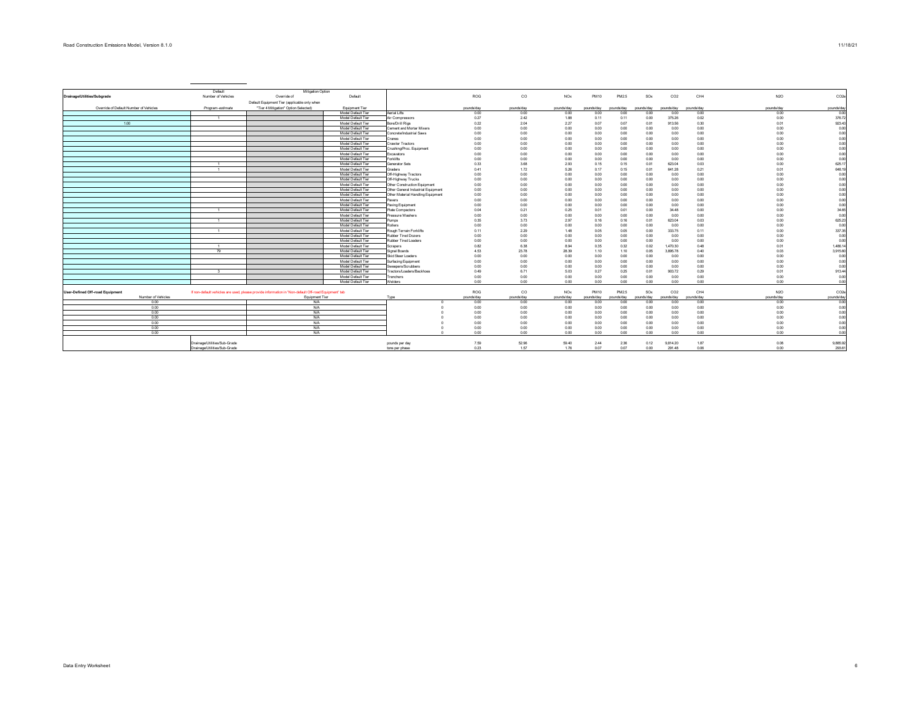| Drainage/Utilities/Subgrade | Default Number of Vehicles | Mitigation Option Override of | Default | | ROG | CO | NOx | PM10 | PM2.5 | SOx | CO2 | CH4 | N2O | CO2e |
|---|---|---|---|---|---|---|---|---|---|---|---|---|---|---|
| Override of Default Number of Vehicles | Program-estimate | Default Equipment Tier (applicable only when "Tier 4 Mitigation" Option Selected) | Equipment Tier | | pounds/day | pounds/day | pounds/day | pounds/day | pounds/day | pounds/day | pounds/day | pounds/day | pounds/day | pounds/day |
| | | | Model Default Tier | Aerial Lifts | 0.00 | 0.00 | 0.00 | 0.00 | 0.00 | 0.00 | 0.00 | 0.00 | 0.00 | 0.00 |
| | 1 | | Model Default Tier | Air Compressors | 0.27 | 2.42 | 1.88 | 0.11 | 0.11 | 0.00 | 375.26 | 0.02 | 0.00 | 376.72 |
| 1.00 | | | Model Default Tier | Bore/Drill Rigs | 0.22 | 2.04 | 2.27 | 0.07 | 0.07 | 0.01 | 913.56 | 0.30 | 0.01 | 923.43 |
| | | | Model Default Tier | Cement and Mortar Mixers | 0.00 | 0.00 | 0.00 | 0.00 | 0.00 | 0.00 | 0.00 | 0.00 | 0.00 | 0.00 |
| | | | Model Default Tier | Concrete/Industrial Saws | 0.00 | 0.00 | 0.00 | 0.00 | 0.00 | 0.00 | 0.00 | 0.00 | 0.00 | 0.00 |
| | | | Model Default Tier | Cranes | 0.00 | 0.00 | 0.00 | 0.00 | 0.00 | 0.00 | 0.00 | 0.00 | 0.00 | 0.00 |
| | | | Model Default Tier | Crawler Tractors | 0.00 | 0.00 | 0.00 | 0.00 | 0.00 | 0.00 | 0.00 | 0.00 | 0.00 | 0.00 |
| | | | Model Default Tier | Crushing/Proc. Equipment | 0.00 | 0.00 | 0.00 | 0.00 | 0.00 | 0.00 | 0.00 | 0.00 | 0.00 | 0.00 |
| | | | Model Default Tier | Excavators | 0.00 | 0.00 | 0.00 | 0.00 | 0.00 | 0.00 | 0.00 | 0.00 | 0.00 | 0.00 |
| | | | Model Default Tier | Forklifts | 0.00 | 0.00 | 0.00 | 0.00 | 0.00 | 0.00 | 0.00 | 0.00 | 0.00 | 0.00 |
| | 1 | | Model Default Tier | Generator Sets | 0.33 | 3.68 | 2.93 | 0.15 | 0.15 | 0.01 | 623.04 | 0.03 | 0.00 | 625.17 |
| | 1 | | Model Default Tier | Graders | 0.41 | 1.72 | 5.26 | 0.17 | 0.15 | 0.01 | 641.28 | 0.21 | 0.01 | 648.19 |
| | | | Model Default Tier | Off-Highway Tractors | 0.00 | 0.00 | 0.00 | 0.00 | 0.00 | 0.00 | 0.00 | 0.00 | 0.00 | 0.00 |
| | | | Model Default Tier | Off-Highway Trucks | 0.00 | 0.00 | 0.00 | 0.00 | 0.00 | 0.00 | 0.00 | 0.00 | 0.00 | 0.00 |
| | | | Model Default Tier | Other Construction Equipment | 0.00 | 0.00 | 0.00 | 0.00 | 0.00 | 0.00 | 0.00 | 0.00 | 0.00 | 0.00 |
| | | | Model Default Tier | Other General Industrial Equipment | 0.00 | 0.00 | 0.00 | 0.00 | 0.00 | 0.00 | 0.00 | 0.00 | 0.00 | 0.00 |
| | | | Model Default Tier | Other Material Handling Equipment | 0.00 | 0.00 | 0.00 | 0.00 | 0.00 | 0.00 | 0.00 | 0.00 | 0.00 | 0.00 |
| | | | Model Default Tier | Pavers | 0.00 | 0.00 | 0.00 | 0.00 | 0.00 | 0.00 | 0.00 | 0.00 | 0.00 | 0.00 |
| | | | Model Default Tier | Paving Equipment | 0.00 | 0.00 | 0.00 | 0.00 | 0.00 | 0.00 | 0.00 | 0.00 | 0.00 | 0.00 |
| | 1 | | Model Default Tier | Plate Compactors | 0.04 | 0.21 | 0.25 | 0.01 | 0.01 | 0.00 | 34.48 | 0.00 | 0.00 | 34.65 |
| | | | Model Default Tier | Pressure Washers | 0.00 | 0.00 | 0.00 | 0.00 | 0.00 | 0.00 | 0.00 | 0.00 | 0.00 | 0.00 |
| | 1 | | Model Default Tier | Pumps | 0.35 | 3.73 | 2.97 | 0.16 | 0.16 | 0.01 | 623.04 | 0.03 | 0.00 | 625.23 |
| | | | Model Default Tier | Rollers | 0.00 | 0.00 | 0.00 | 0.00 | 0.00 | 0.00 | 0.00 | 0.00 | 0.00 | 0.00 |
| | 1 | | Model Default Tier | Rough Terrain Forklifts | 0.11 | 2.29 | 1.48 | 0.05 | 0.05 | 0.00 | 333.75 | 0.11 | 0.00 | 337.35 |
| | | | Model Default Tier | Rubber Tired Dozers | 0.00 | 0.00 | 0.00 | 0.00 | 0.00 | 0.00 | 0.00 | 0.00 | 0.00 | 0.00 |
| | | | Model Default Tier | Rubber Tired Loaders | 0.00 | 0.00 | 0.00 | 0.00 | 0.00 | 0.00 | 0.00 | 0.00 | 0.00 | 0.00 |
| | 1 | | Model Default Tier | Scrapers | 0.82 | 6.38 | 8.94 | 0.35 | 0.32 | 0.02 | 1,470.30 | 0.48 | 0.01 | 1,486.14 |
| | 79 | | Model Default Tier | Signal Boards | 4.53 | 23.78 | 28.39 | 1.10 | 1.10 | 0.05 | 3,895.78 | 0.40 | 0.03 | 3,915.60 |
| | | | Model Default Tier | Skid Steer Loaders | 0.00 | 0.00 | 0.00 | 0.00 | 0.00 | 0.00 | 0.00 | 0.00 | 0.00 | 0.00 |
| | | | Model Default Tier | Surfacing Equipment | 0.00 | 0.00 | 0.00 | 0.00 | 0.00 | 0.00 | 0.00 | 0.00 | 0.00 | 0.00 |
| | | | Model Default Tier | Sweepers/Scrubbers | 0.00 | 0.00 | 0.00 | 0.00 | 0.00 | 0.00 | 0.00 | 0.00 | 0.00 | 0.00 |
| | 3 | | Model Default Tier | Tractors/Loaders/Backhoes | 0.49 | 6.71 | 5.03 | 0.27 | 0.25 | 0.01 | 903.72 | 0.29 | 0.01 | 913.44 |
| | | | Model Default Tier | Trenchers | 0.00 | 0.00 | 0.00 | 0.00 | 0.00 | 0.00 | 0.00 | 0.00 | 0.00 | 0.00 |
| | | | Model Default Tier | Welders | 0.00 | 0.00 | 0.00 | 0.00 | 0.00 | 0.00 | 0.00 | 0.00 | 0.00 | 0.00 |

| User-Defined Off-road Equipment | If non-default vehicles are used, please provide information in 'Non-default Off-road Equipment' tab | | ROG | CO | NOx | PM10 | PM2.5 | SOx | CO2 | CH4 | N2O | CO2e |
|---|---|---|---|---|---|---|---|---|---|---|---|---|
| Number of Vehicles | Equipment Tier | Type | pounds/day | pounds/day | pounds/day | pounds/day | pounds/day | pounds/day | pounds/day | pounds/day | pounds/day | pounds/day |
| 0.00 | N/A | 0 | 0.00 | 0.00 | 0.00 | 0.00 | 0.00 | 0.00 | 0.00 | 0.00 | 0.00 | 0.00 |
| 0.00 | N/A | 0 | 0.00 | 0.00 | 0.00 | 0.00 | 0.00 | 0.00 | 0.00 | 0.00 | 0.00 | 0.00 |
| 0.00 | N/A | 0 | 0.00 | 0.00 | 0.00 | 0.00 | 0.00 | 0.00 | 0.00 | 0.00 | 0.00 | 0.00 |
| 0.00 | N/A | 0 | 0.00 | 0.00 | 0.00 | 0.00 | 0.00 | 0.00 | 0.00 | 0.00 | 0.00 | 0.00 |
| 0.00 | N/A | 0 | 0.00 | 0.00 | 0.00 | 0.00 | 0.00 | 0.00 | 0.00 | 0.00 | 0.00 | 0.00 |
| 0.00 | N/A | 0 | 0.00 | 0.00 | 0.00 | 0.00 | 0.00 | 0.00 | 0.00 | 0.00 | 0.00 | 0.00 |

| | | ROG | CO | NOx | PM10 | PM2.5 | SOx | CO2 | CH4 | N2O | CO2e |
|---|---|---|---|---|---|---|---|---|---|---|---|
| Drainage/Utilities/Sub-Grade | pounds per day | 7.59 | 52.96 | 59.40 | 2.44 | 2.36 | 0.12 | 9,814.20 | 1.87 | 0.08 | 9,885.92 |
| Drainage/Utilities/Sub-Grade | tons per phase | 0.23 | 1.57 | 1.76 | 0.07 | 0.07 | 0.00 | 291.48 | 0.06 | 0.00 | 293.61 |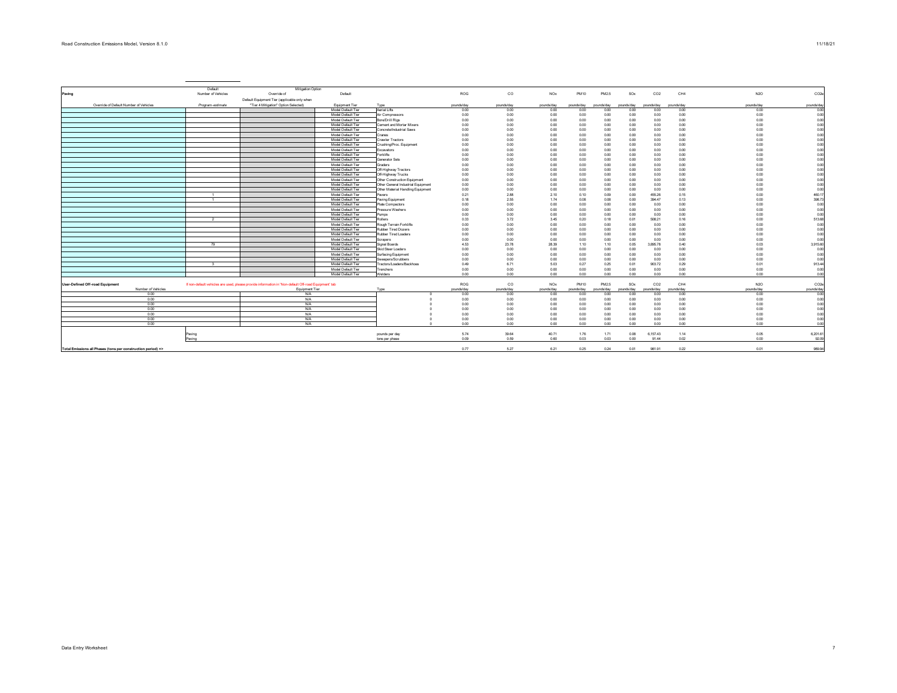| Paving | Default Number of Vehicles | Mitigation Option Override of Default Equipment Tier (applicable only when "Tier 4 Mitigation" Option Selected) | Default Equipment Tier | Type | ROG pounds/day | CO pounds/day | NOx pounds/day | PM10 pounds/day | PM2.5 pounds/day | SOx pounds/day | CO2 pounds/day | CH4 pounds/day | N2O pounds/day | CO2e pounds/day |
|---|---|---|---|---|---|---|---|---|---|---|---|---|---|---|
| Override of Default Number of Vehicles | Program-estimate | | | | | | | | | | | | | |
| | | | Model Default Tier | Aerial Lifts | 0.00 | 0.00 | 0.00 | 0.00 | 0.00 | 0.00 | 0.00 | 0.00 | 0.00 | 0.00 |
| | | | Model Default Tier | Air Compressors | 0.00 | 0.00 | 0.00 | 0.00 | 0.00 | 0.00 | 0.00 | 0.00 | 0.00 | 0.00 |
| | | | Model Default Tier | Bore/Drill Rigs | 0.00 | 0.00 | 0.00 | 0.00 | 0.00 | 0.00 | 0.00 | 0.00 | 0.00 | 0.00 |
| | | | Model Default Tier | Cement and Mortar Mixers | 0.00 | 0.00 | 0.00 | 0.00 | 0.00 | 0.00 | 0.00 | 0.00 | 0.00 | 0.00 |
| | | | Model Default Tier | Concrete/Industrial Saws | 0.00 | 0.00 | 0.00 | 0.00 | 0.00 | 0.00 | 0.00 | 0.00 | 0.00 | 0.00 |
| | | | Model Default Tier | Cranes | 0.00 | 0.00 | 0.00 | 0.00 | 0.00 | 0.00 | 0.00 | 0.00 | 0.00 | 0.00 |
| | | | Model Default Tier | Crawler Tractors | 0.00 | 0.00 | 0.00 | 0.00 | 0.00 | 0.00 | 0.00 | 0.00 | 0.00 | 0.00 |
| | | | Model Default Tier | Crushing/Proc. Equipment | 0.00 | 0.00 | 0.00 | 0.00 | 0.00 | 0.00 | 0.00 | 0.00 | 0.00 | 0.00 |
| | | | Model Default Tier | Excavators | 0.00 | 0.00 | 0.00 | 0.00 | 0.00 | 0.00 | 0.00 | 0.00 | 0.00 | 0.00 |
| | | | Model Default Tier | Forklifts | 0.00 | 0.00 | 0.00 | 0.00 | 0.00 | 0.00 | 0.00 | 0.00 | 0.00 | 0.00 |
| | | | Model Default Tier | Generator Sets | 0.00 | 0.00 | 0.00 | 0.00 | 0.00 | 0.00 | 0.00 | 0.00 | 0.00 | 0.00 |
| | | | Model Default Tier | Graders | 0.00 | 0.00 | 0.00 | 0.00 | 0.00 | 0.00 | 0.00 | 0.00 | 0.00 | 0.00 |
| | | | Model Default Tier | Off-Highway Tractors | 0.00 | 0.00 | 0.00 | 0.00 | 0.00 | 0.00 | 0.00 | 0.00 | 0.00 | 0.00 |
| | | | Model Default Tier | Off-Highway Trucks | 0.00 | 0.00 | 0.00 | 0.00 | 0.00 | 0.00 | 0.00 | 0.00 | 0.00 | 0.00 |
| | | | Model Default Tier | Other Construction Equipment | 0.00 | 0.00 | 0.00 | 0.00 | 0.00 | 0.00 | 0.00 | 0.00 | 0.00 | 0.00 |
| | | | Model Default Tier | Other General Industrial Equipment | 0.00 | 0.00 | 0.00 | 0.00 | 0.00 | 0.00 | 0.00 | 0.00 | 0.00 | 0.00 |
| | | | Model Default Tier | Other Material Handling Equipment | 0.00 | 0.00 | 0.00 | 0.00 | 0.00 | 0.00 | 0.00 | 0.00 | 0.00 | 0.00 |
| | 1 | | Model Default Tier | Pavers | 0.21 | 2.88 | 2.10 | 0.10 | 0.09 | 0.00 | 455.26 | 0.15 | 0.00 | 460.17 |
| | 1 | | Model Default Tier | Paving Equipment | 0.18 | 2.55 | 1.74 | 0.08 | 0.08 | 0.00 | 394.47 | 0.13 | 0.00 | 398.73 |
| | | | Model Default Tier | Plate Compactors | 0.00 | 0.00 | 0.00 | 0.00 | 0.00 | 0.00 | 0.00 | 0.00 | 0.00 | 0.00 |
| | | | Model Default Tier | Pressure Washers | 0.00 | 0.00 | 0.00 | 0.00 | 0.00 | 0.00 | 0.00 | 0.00 | 0.00 | 0.00 |
| | | | Model Default Tier | Pumps | 0.00 | 0.00 | 0.00 | 0.00 | 0.00 | 0.00 | 0.00 | 0.00 | 0.00 | 0.00 |
| | 2 | | Model Default Tier | Rollers | 0.33 | 3.72 | 3.45 | 0.20 | 0.18 | 0.01 | 508.21 | 0.16 | 0.00 | 513.68 |
| | | | Model Default Tier | Rough Terrain Forklifts | 0.00 | 0.00 | 0.00 | 0.00 | 0.00 | 0.00 | 0.00 | 0.00 | 0.00 | 0.00 |
| | | | Model Default Tier | Rubber Tired Dozers | 0.00 | 0.00 | 0.00 | 0.00 | 0.00 | 0.00 | 0.00 | 0.00 | 0.00 | 0.00 |
| | | | Model Default Tier | Rubber Tired Loaders | 0.00 | 0.00 | 0.00 | 0.00 | 0.00 | 0.00 | 0.00 | 0.00 | 0.00 | 0.00 |
| | | | Model Default Tier | Scrapers | 0.00 | 0.00 | 0.00 | 0.00 | 0.00 | 0.00 | 0.00 | 0.00 | 0.00 | 0.00 |
| | 79 | | Model Default Tier | Signal Boards | 4.53 | 23.78 | 28.39 | 1.10 | 1.10 | 0.05 | 3,895.78 | 0.40 | 0.03 | 3,915.60 |
| | | | Model Default Tier | Skid Steer Loaders | 0.00 | 0.00 | 0.00 | 0.00 | 0.00 | 0.00 | 0.00 | 0.00 | 0.00 | 0.00 |
| | | | Model Default Tier | Surfacing Equipment | 0.00 | 0.00 | 0.00 | 0.00 | 0.00 | 0.00 | 0.00 | 0.00 | 0.00 | 0.00 |
| | | | Model Default Tier | Sweepers/Scrubbers | 0.00 | 0.00 | 0.00 | 0.00 | 0.00 | 0.00 | 0.00 | 0.00 | 0.00 | 0.00 |
| | 3 | | Model Default Tier | Tractors/Loaders/Backhoes | 0.49 | 6.71 | 5.03 | 0.27 | 0.25 | 0.01 | 903.72 | 0.29 | 0.01 | 913.44 |
| | | | Model Default Tier | Trenchers | 0.00 | 0.00 | 0.00 | 0.00 | 0.00 | 0.00 | 0.00 | 0.00 | 0.00 | 0.00 |
| | | | Model Default Tier | Welders | 0.00 | 0.00 | 0.00 | 0.00 | 0.00 | 0.00 | 0.00 | 0.00 | 0.00 | 0.00 |

**User-Defined Off-road Equipment** — If non-default vehicles are used, please provide information in 'Non-default Off-road Equipment' tab

| Number of Vehicles | Equipment Tier | Type | ROG pounds/day | CO pounds/day | NOx pounds/day | PM10 pounds/day | PM2.5 pounds/day | SOx pounds/day | CO2 pounds/day | CH4 pounds/day | N2O pounds/day | CO2e pounds/day |
|---|---|---|---|---|---|---|---|---|---|---|---|---|
| 0.00 | N/A | 0 | 0.00 | 0.00 | 0.00 | 0.00 | 0.00 | 0.00 | 0.00 | 0.00 | 0.00 | 0.00 |
| 0.00 | N/A | 0 | 0.00 | 0.00 | 0.00 | 0.00 | 0.00 | 0.00 | 0.00 | 0.00 | 0.00 | 0.00 |
| 0.00 | N/A | 0 | 0.00 | 0.00 | 0.00 | 0.00 | 0.00 | 0.00 | 0.00 | 0.00 | 0.00 | 0.00 |
| 0.00 | N/A | 0 | 0.00 | 0.00 | 0.00 | 0.00 | 0.00 | 0.00 | 0.00 | 0.00 | 0.00 | 0.00 |
| 0.00 | N/A | 0 | 0.00 | 0.00 | 0.00 | 0.00 | 0.00 | 0.00 | 0.00 | 0.00 | 0.00 | 0.00 |
| 0.00 | N/A | 0 | 0.00 | 0.00 | 0.00 | 0.00 | 0.00 | 0.00 | 0.00 | 0.00 | 0.00 | 0.00 |

| | | ROG | CO | NOx | PM10 | PM2.5 | SOx | CO2 | CH4 | N2O | CO2e |
|---|---|---|---|---|---|---|---|---|---|---|---|
| Paving | pounds per day | 5.74 | 39.64 | 40.71 | 1.76 | 1.71 | 0.08 | 6,157.43 | 1.14 | 0.05 | 6,201.61 |
| Paving | tons per phase | 0.09 | 0.59 | 0.60 | 0.03 | 0.03 | 0.00 | 91.44 | 0.02 | 0.00 | 92.09 |
| **Total Emissions all Phases (tons per construction period) =>** | | 0.77 | 5.27 | 6.21 | 0.25 | 0.24 | 0.01 | 981.91 | 0.22 | 0.01 | 989.94 |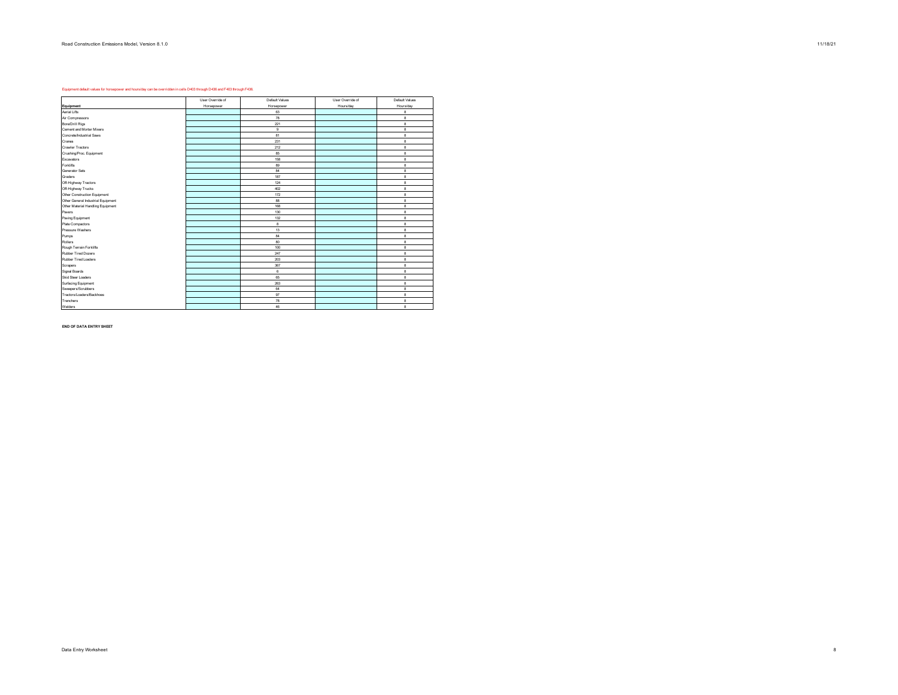Equipment default values for horsepower and hours/day can be overridden in cells D403 through D436 and F403 through F436.

| Equipment | User Override of Horsepower | Default Values Horsepower | User Override of Hours/day | Default Values Hours/day |
|---|---|---|---|---|
| Aerial Lifts | | 63 | | 8 |
| Air Compressors | | 78 | | 8 |
| Bore/Drill Rigs | | 221 | | 8 |
| Cement and Mortar Mixers | | 9 | | 8 |
| Concrete/Industrial Saws | | 81 | | 8 |
| Cranes | | 231 | | 8 |
| Crawler Tractors | | 212 | | 8 |
| Crushing/Proc. Equipment | | 85 | | 8 |
| Excavators | | 158 | | 8 |
| Forklifts | | 89 | | 8 |
| Generator Sets | | 84 | | 8 |
| Graders | | 187 | | 8 |
| Off-Highway Tractors | | 124 | | 8 |
| Off-Highway Trucks | | 402 | | 8 |
| Other Construction Equipment | | 172 | | 8 |
| Other General Industrial Equipment | | 88 | | 8 |
| Other Material Handling Equipment | | 168 | | 8 |
| Pavers | | 130 | | 8 |
| Paving Equipment | | 132 | | 8 |
| Plate Compactors | | 8 | | 8 |
| Pressure Washers | | 13 | | 8 |
| Pumps | | 84 | | 8 |
| Rollers | | 80 | | 8 |
| Rough Terrain Forklifts | | 100 | | 8 |
| Rubber Tired Dozers | | 247 | | 8 |
| Rubber Tired Loaders | | 203 | | 8 |
| Scrapers | | 367 | | 8 |
| Signal Boards | | 6 | | 8 |
| Skid Steer Loaders | | 65 | | 8 |
| Surfacing Equipment | | 263 | | 8 |
| Sweepers/Scrubbers | | 64 | | 8 |
| Tractors/Loaders/Backhoes | | 97 | | 8 |
| Trenchers | | 78 | | 8 |
| Welders | | 46 | | 8 |

**END OF DATA ENTRY SHEET**